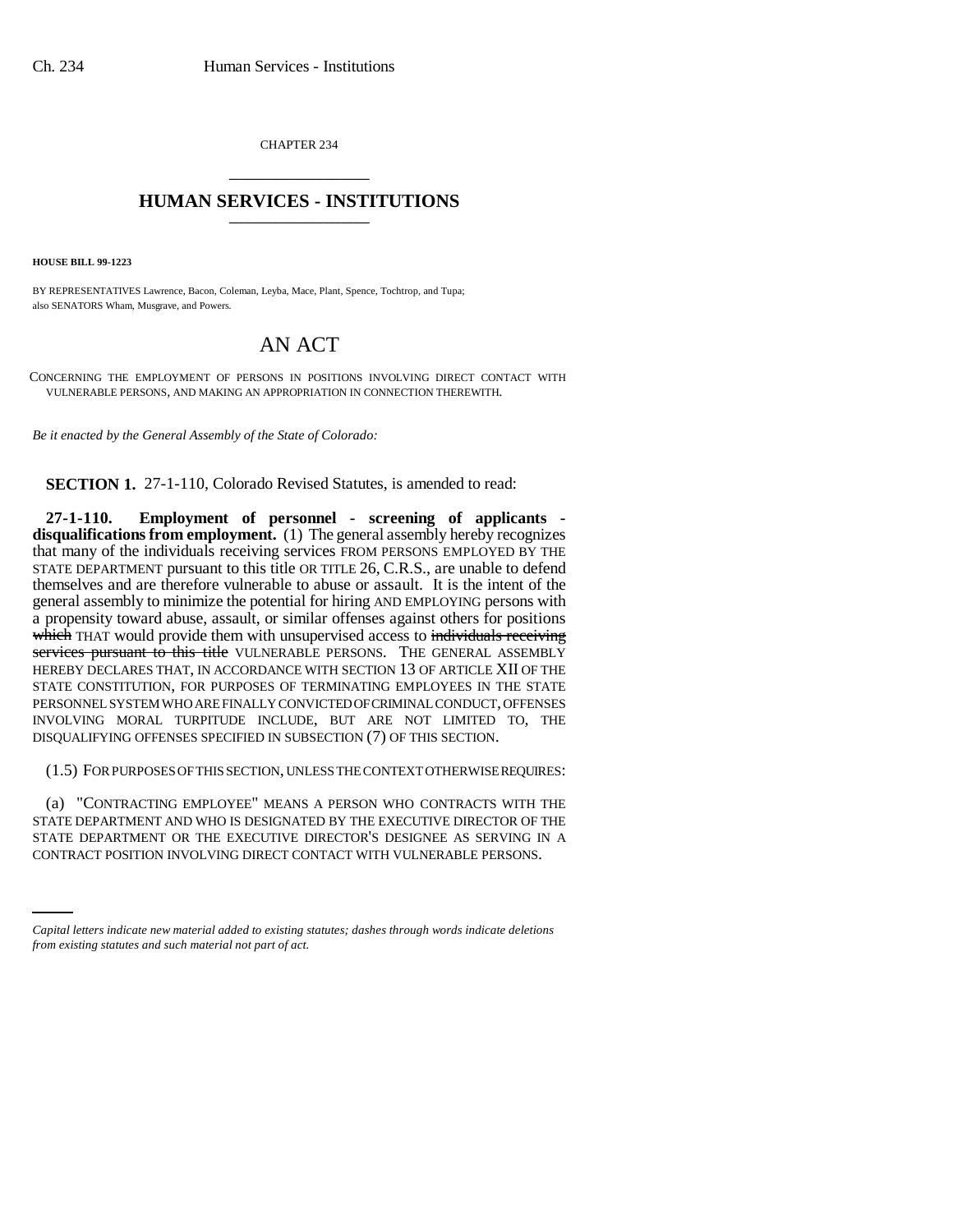CHAPTER 234

# HUMAN SERVICES - INSTITUTIONS

**HOUSE BILL 99-1223**

BY REPRESENTATIVES Lawrence, Bacon, Coleman, Leyba, Mace, Plant, Spence, Tochtrop, and Tupa; also SENATORS Wham, Musgrave, and Powers.

## AN ACT

CONCERNING THE EMPLOYMENT OF PERSONS IN POSITIONS INVOLVING DIRECT CONTACT WITH VULNERABLE PERSONS, AND MAKING AN APPROPRIATION IN CONNECTION THEREWITH.

*Be it enacted by the General Assembly of the State of Colorado:*

**SECTION 1.** 27-1-110, Colorado Revised Statutes, is amended to read:

**27-1-110. Employment of personnel - screening of applicants - disqualifications from employment.** (1) The general assembly hereby recognizes that many of the individuals receiving services FROM PERSONS EMPLOYED BY THE STATE DEPARTMENT pursuant to this title OR TITLE 26, C.R.S., are unable to defend themselves and are therefore vulnerable to abuse or assault. It is the intent of the general assembly to minimize the potential for hiring AND EMPLOYING persons with a propensity toward abuse, assault, or similar offenses against others for positions ~~which~~ THAT would provide them with unsupervised access to ~~individuals receiving services pursuant to this title~~ VULNERABLE PERSONS. THE GENERAL ASSEMBLY HEREBY DECLARES THAT, IN ACCORDANCE WITH SECTION 13 OF ARTICLE XII OF THE STATE CONSTITUTION, FOR PURPOSES OF TERMINATING EMPLOYEES IN THE STATE PERSONNEL SYSTEM WHO ARE FINALLY CONVICTED OF CRIMINAL CONDUCT, OFFENSES INVOLVING MORAL TURPITUDE INCLUDE, BUT ARE NOT LIMITED TO, THE DISQUALIFYING OFFENSES SPECIFIED IN SUBSECTION (7) OF THIS SECTION.

(1.5) FOR PURPOSES OF THIS SECTION, UNLESS THE CONTEXT OTHERWISE REQUIRES:

(a) "CONTRACTING EMPLOYEE" MEANS A PERSON WHO CONTRACTS WITH THE STATE DEPARTMENT AND WHO IS DESIGNATED BY THE EXECUTIVE DIRECTOR OF THE STATE DEPARTMENT OR THE EXECUTIVE DIRECTOR'S DESIGNEE AS SERVING IN A CONTRACT POSITION INVOLVING DIRECT CONTACT WITH VULNERABLE PERSONS.

*Capital letters indicate new material added to existing statutes; dashes through words indicate deletions from existing statutes and such material not part of act.*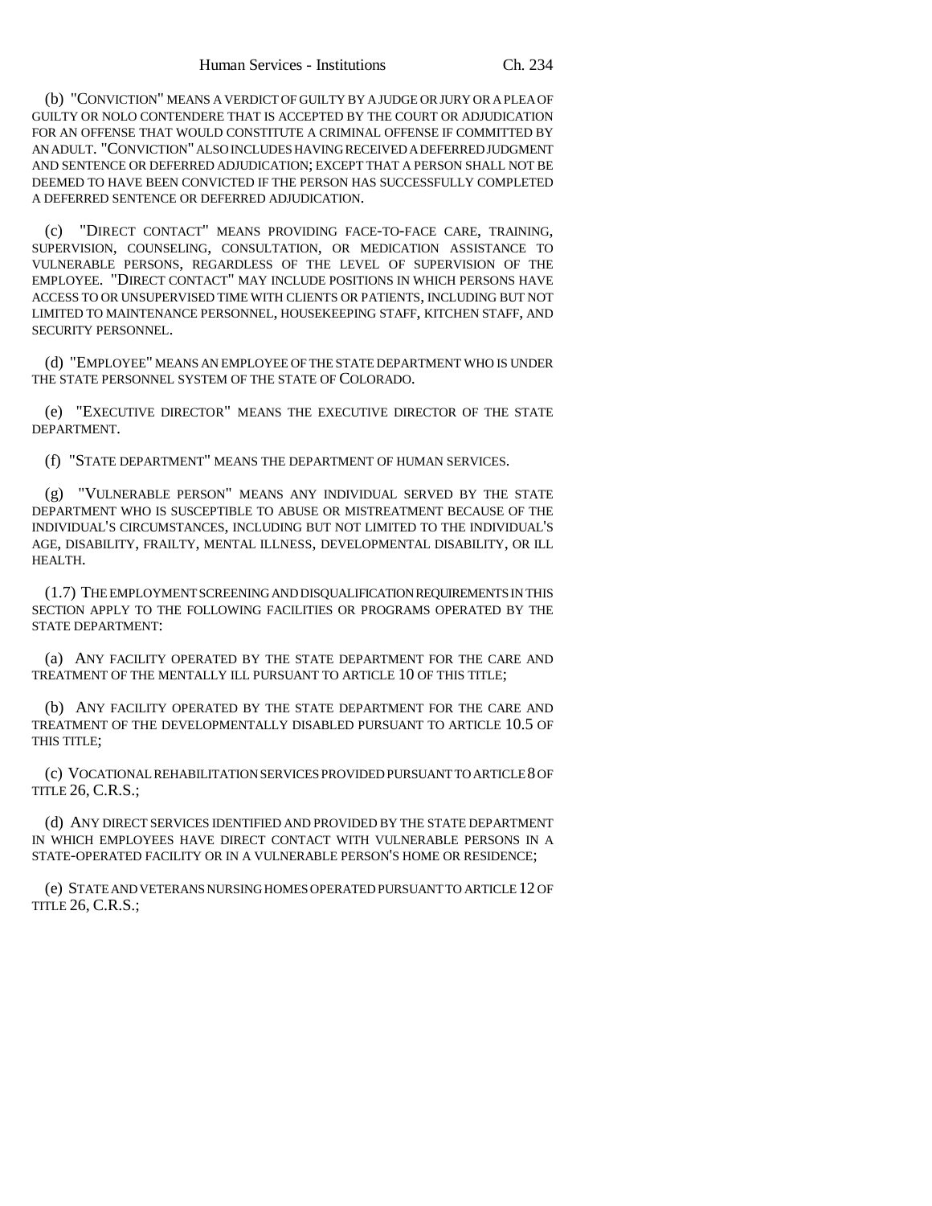(b) "CONVICTION" MEANS A VERDICT OF GUILTY BY A JUDGE OR JURY OR A PLEA OF GUILTY OR NOLO CONTENDERE THAT IS ACCEPTED BY THE COURT OR ADJUDICATION FOR AN OFFENSE THAT WOULD CONSTITUTE A CRIMINAL OFFENSE IF COMMITTED BY AN ADULT. "CONVICTION" ALSO INCLUDES HAVING RECEIVED A DEFERRED JUDGMENT AND SENTENCE OR DEFERRED ADJUDICATION; EXCEPT THAT A PERSON SHALL NOT BE DEEMED TO HAVE BEEN CONVICTED IF THE PERSON HAS SUCCESSFULLY COMPLETED A DEFERRED SENTENCE OR DEFERRED ADJUDICATION.

(c) "DIRECT CONTACT" MEANS PROVIDING FACE-TO-FACE CARE, TRAINING, SUPERVISION, COUNSELING, CONSULTATION, OR MEDICATION ASSISTANCE TO VULNERABLE PERSONS, REGARDLESS OF THE LEVEL OF SUPERVISION OF THE EMPLOYEE. "DIRECT CONTACT" MAY INCLUDE POSITIONS IN WHICH PERSONS HAVE ACCESS TO OR UNSUPERVISED TIME WITH CLIENTS OR PATIENTS, INCLUDING BUT NOT LIMITED TO MAINTENANCE PERSONNEL, HOUSEKEEPING STAFF, KITCHEN STAFF, AND SECURITY PERSONNEL.

(d) "EMPLOYEE" MEANS AN EMPLOYEE OF THE STATE DEPARTMENT WHO IS UNDER THE STATE PERSONNEL SYSTEM OF THE STATE OF COLORADO.

(e) "EXECUTIVE DIRECTOR" MEANS THE EXECUTIVE DIRECTOR OF THE STATE DEPARTMENT.

(f) "STATE DEPARTMENT" MEANS THE DEPARTMENT OF HUMAN SERVICES.

(g) "VULNERABLE PERSON" MEANS ANY INDIVIDUAL SERVED BY THE STATE DEPARTMENT WHO IS SUSCEPTIBLE TO ABUSE OR MISTREATMENT BECAUSE OF THE INDIVIDUAL'S CIRCUMSTANCES, INCLUDING BUT NOT LIMITED TO THE INDIVIDUAL'S AGE, DISABILITY, FRAILTY, MENTAL ILLNESS, DEVELOPMENTAL DISABILITY, OR ILL HEALTH.

(1.7) THE EMPLOYMENT SCREENING AND DISQUALIFICATION REQUIREMENTS IN THIS SECTION APPLY TO THE FOLLOWING FACILITIES OR PROGRAMS OPERATED BY THE STATE DEPARTMENT:

(a) ANY FACILITY OPERATED BY THE STATE DEPARTMENT FOR THE CARE AND TREATMENT OF THE MENTALLY ILL PURSUANT TO ARTICLE 10 OF THIS TITLE;

(b) ANY FACILITY OPERATED BY THE STATE DEPARTMENT FOR THE CARE AND TREATMENT OF THE DEVELOPMENTALLY DISABLED PURSUANT TO ARTICLE 10.5 OF THIS TITLE;

(c) VOCATIONAL REHABILITATION SERVICES PROVIDED PURSUANT TO ARTICLE 8 OF TITLE 26, C.R.S.;

(d) ANY DIRECT SERVICES IDENTIFIED AND PROVIDED BY THE STATE DEPARTMENT IN WHICH EMPLOYEES HAVE DIRECT CONTACT WITH VULNERABLE PERSONS IN A STATE-OPERATED FACILITY OR IN A VULNERABLE PERSON'S HOME OR RESIDENCE;

(e) STATE AND VETERANS NURSING HOMES OPERATED PURSUANT TO ARTICLE 12 OF TITLE 26, C.R.S.;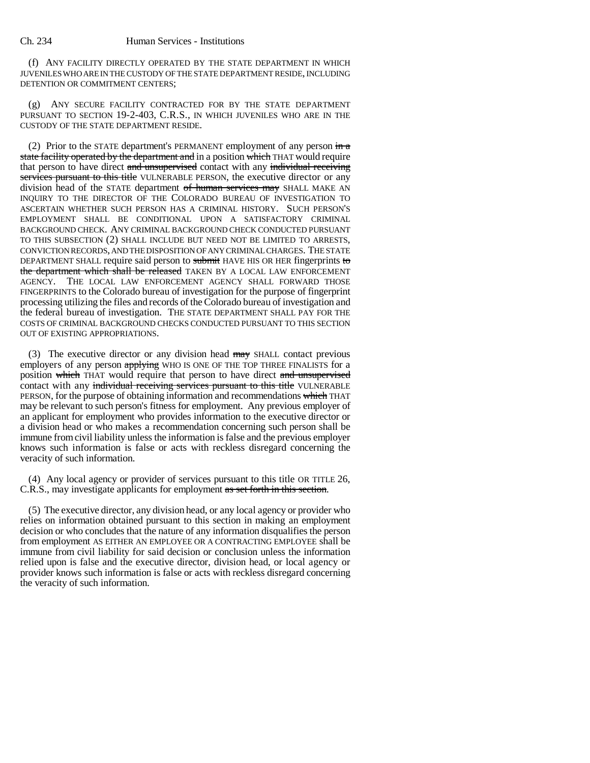(f) ANY FACILITY DIRECTLY OPERATED BY THE STATE DEPARTMENT IN WHICH JUVENILES WHO ARE IN THE CUSTODY OF THE STATE DEPARTMENT RESIDE, INCLUDING DETENTION OR COMMITMENT CENTERS;

(g) ANY SECURE FACILITY CONTRACTED FOR BY THE STATE DEPARTMENT PURSUANT TO SECTION 19-2-403, C.R.S., IN WHICH JUVENILES WHO ARE IN THE CUSTODY OF THE STATE DEPARTMENT RESIDE.

(2) Prior to the STATE department's PERMANENT employment of any person ~~in a state facility operated by the department and~~ in a position ~~which~~ THAT would require that person to have direct ~~and unsupervised~~ contact with any ~~individual receiving services pursuant to this title~~ VULNERABLE PERSON, the executive director or any division head of the STATE department ~~of human services may~~ SHALL MAKE AN INQUIRY TO THE DIRECTOR OF THE COLORADO BUREAU OF INVESTIGATION TO ASCERTAIN WHETHER SUCH PERSON HAS A CRIMINAL HISTORY. SUCH PERSON'S EMPLOYMENT SHALL BE CONDITIONAL UPON A SATISFACTORY CRIMINAL BACKGROUND CHECK. ANY CRIMINAL BACKGROUND CHECK CONDUCTED PURSUANT TO THIS SUBSECTION (2) SHALL INCLUDE BUT NEED NOT BE LIMITED TO ARRESTS, CONVICTION RECORDS, AND THE DISPOSITION OF ANY CRIMINAL CHARGES. THE STATE DEPARTMENT SHALL require said person to ~~submit~~ HAVE HIS OR HER fingerprints ~~to the department which shall be released~~ TAKEN BY A LOCAL LAW ENFORCEMENT AGENCY. THE LOCAL LAW ENFORCEMENT AGENCY SHALL FORWARD THOSE FINGERPRINTS to the Colorado bureau of investigation for the purpose of fingerprint processing utilizing the files and records of the Colorado bureau of investigation and the federal bureau of investigation. THE STATE DEPARTMENT SHALL PAY FOR THE COSTS OF CRIMINAL BACKGROUND CHECKS CONDUCTED PURSUANT TO THIS SECTION OUT OF EXISTING APPROPRIATIONS.

(3) The executive director or any division head ~~may~~ SHALL contact previous employers of any person ~~applying~~ WHO IS ONE OF THE TOP THREE FINALISTS for a position ~~which~~ THAT would require that person to have direct ~~and unsupervised~~ contact with any ~~individual receiving services pursuant to this title~~ VULNERABLE PERSON, for the purpose of obtaining information and recommendations ~~which~~ THAT may be relevant to such person's fitness for employment. Any previous employer of an applicant for employment who provides information to the executive director or a division head or who makes a recommendation concerning such person shall be immune from civil liability unless the information is false and the previous employer knows such information is false or acts with reckless disregard concerning the veracity of such information.

(4) Any local agency or provider of services pursuant to this title OR TITLE 26, C.R.S., may investigate applicants for employment ~~as set forth in this section~~.

(5) The executive director, any division head, or any local agency or provider who relies on information obtained pursuant to this section in making an employment decision or who concludes that the nature of any information disqualifies the person from employment AS EITHER AN EMPLOYEE OR A CONTRACTING EMPLOYEE shall be immune from civil liability for said decision or conclusion unless the information relied upon is false and the executive director, division head, or local agency or provider knows such information is false or acts with reckless disregard concerning the veracity of such information.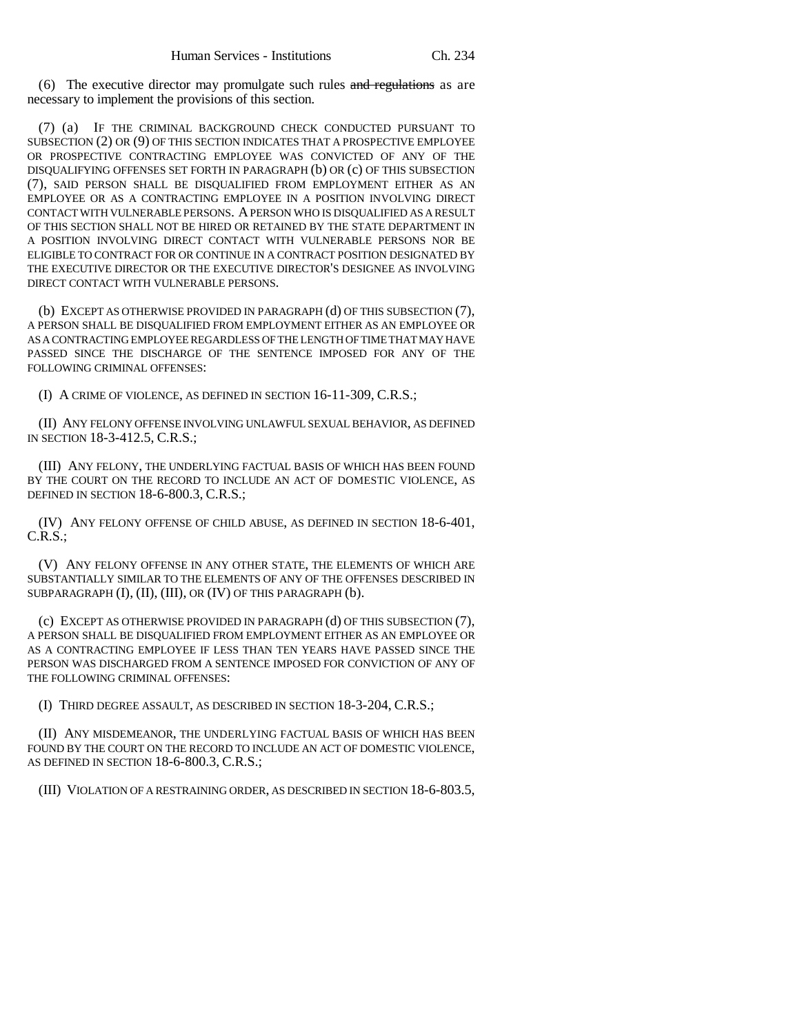(6) The executive director may promulgate such rules ~~and regulations~~ as are necessary to implement the provisions of this section.

(7) (a) IF THE CRIMINAL BACKGROUND CHECK CONDUCTED PURSUANT TO SUBSECTION (2) OR (9) OF THIS SECTION INDICATES THAT A PROSPECTIVE EMPLOYEE OR PROSPECTIVE CONTRACTING EMPLOYEE WAS CONVICTED OF ANY OF THE DISQUALIFYING OFFENSES SET FORTH IN PARAGRAPH (b) OR (c) OF THIS SUBSECTION (7), SAID PERSON SHALL BE DISQUALIFIED FROM EMPLOYMENT EITHER AS AN EMPLOYEE OR AS A CONTRACTING EMPLOYEE IN A POSITION INVOLVING DIRECT CONTACT WITH VULNERABLE PERSONS. A PERSON WHO IS DISQUALIFIED AS A RESULT OF THIS SECTION SHALL NOT BE HIRED OR RETAINED BY THE STATE DEPARTMENT IN A POSITION INVOLVING DIRECT CONTACT WITH VULNERABLE PERSONS NOR BE ELIGIBLE TO CONTRACT FOR OR CONTINUE IN A CONTRACT POSITION DESIGNATED BY THE EXECUTIVE DIRECTOR OR THE EXECUTIVE DIRECTOR'S DESIGNEE AS INVOLVING DIRECT CONTACT WITH VULNERABLE PERSONS.

(b) EXCEPT AS OTHERWISE PROVIDED IN PARAGRAPH (d) OF THIS SUBSECTION (7), A PERSON SHALL BE DISQUALIFIED FROM EMPLOYMENT EITHER AS AN EMPLOYEE OR AS A CONTRACTING EMPLOYEE REGARDLESS OF THE LENGTH OF TIME THAT MAY HAVE PASSED SINCE THE DISCHARGE OF THE SENTENCE IMPOSED FOR ANY OF THE FOLLOWING CRIMINAL OFFENSES:

(I) A CRIME OF VIOLENCE, AS DEFINED IN SECTION 16-11-309, C.R.S.;

(II) ANY FELONY OFFENSE INVOLVING UNLAWFUL SEXUAL BEHAVIOR, AS DEFINED IN SECTION 18-3-412.5, C.R.S.;

(III) ANY FELONY, THE UNDERLYING FACTUAL BASIS OF WHICH HAS BEEN FOUND BY THE COURT ON THE RECORD TO INCLUDE AN ACT OF DOMESTIC VIOLENCE, AS DEFINED IN SECTION 18-6-800.3, C.R.S.;

(IV) ANY FELONY OFFENSE OF CHILD ABUSE, AS DEFINED IN SECTION 18-6-401, C.R.S.;

(V) ANY FELONY OFFENSE IN ANY OTHER STATE, THE ELEMENTS OF WHICH ARE SUBSTANTIALLY SIMILAR TO THE ELEMENTS OF ANY OF THE OFFENSES DESCRIBED IN SUBPARAGRAPH (I), (II), (III), OR (IV) OF THIS PARAGRAPH (b).

(c) EXCEPT AS OTHERWISE PROVIDED IN PARAGRAPH (d) OF THIS SUBSECTION (7), A PERSON SHALL BE DISQUALIFIED FROM EMPLOYMENT EITHER AS AN EMPLOYEE OR AS A CONTRACTING EMPLOYEE IF LESS THAN TEN YEARS HAVE PASSED SINCE THE PERSON WAS DISCHARGED FROM A SENTENCE IMPOSED FOR CONVICTION OF ANY OF THE FOLLOWING CRIMINAL OFFENSES:

(I) THIRD DEGREE ASSAULT, AS DESCRIBED IN SECTION 18-3-204, C.R.S.;

(II) ANY MISDEMEANOR, THE UNDERLYING FACTUAL BASIS OF WHICH HAS BEEN FOUND BY THE COURT ON THE RECORD TO INCLUDE AN ACT OF DOMESTIC VIOLENCE, AS DEFINED IN SECTION 18-6-800.3, C.R.S.;

(III) VIOLATION OF A RESTRAINING ORDER, AS DESCRIBED IN SECTION 18-6-803.5,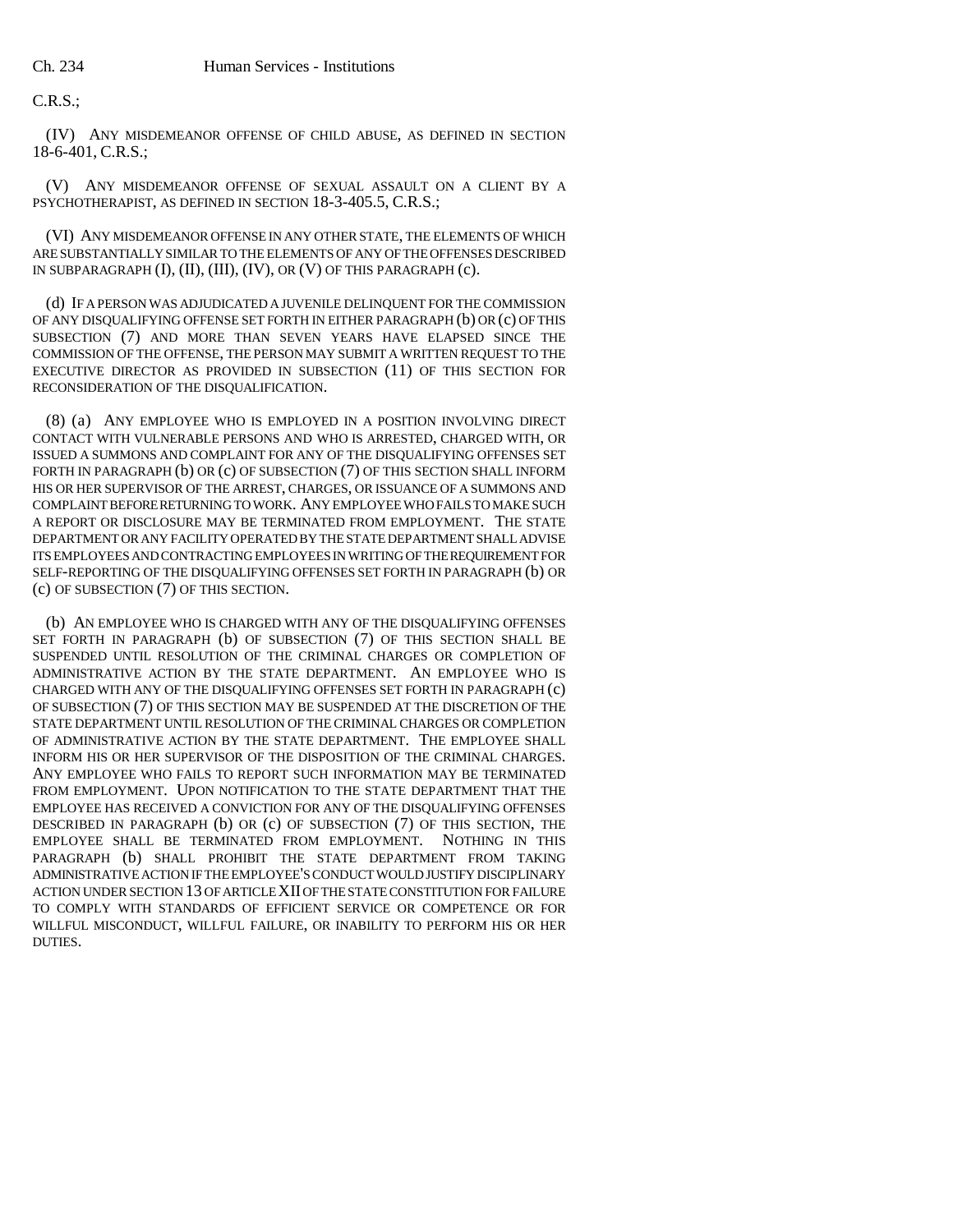C.R.S.;

(IV) ANY MISDEMEANOR OFFENSE OF CHILD ABUSE, AS DEFINED IN SECTION 18-6-401, C.R.S.;

(V) ANY MISDEMEANOR OFFENSE OF SEXUAL ASSAULT ON A CLIENT BY A PSYCHOTHERAPIST, AS DEFINED IN SECTION 18-3-405.5, C.R.S.;

(VI) ANY MISDEMEANOR OFFENSE IN ANY OTHER STATE, THE ELEMENTS OF WHICH ARE SUBSTANTIALLY SIMILAR TO THE ELEMENTS OF ANY OF THE OFFENSES DESCRIBED IN SUBPARAGRAPH (I), (II), (III), (IV), OR (V) OF THIS PARAGRAPH (c).

(d) IF A PERSON WAS ADJUDICATED A JUVENILE DELINQUENT FOR THE COMMISSION OF ANY DISQUALIFYING OFFENSE SET FORTH IN EITHER PARAGRAPH (b) OR (c) OF THIS SUBSECTION (7) AND MORE THAN SEVEN YEARS HAVE ELAPSED SINCE THE COMMISSION OF THE OFFENSE, THE PERSON MAY SUBMIT A WRITTEN REQUEST TO THE EXECUTIVE DIRECTOR AS PROVIDED IN SUBSECTION (11) OF THIS SECTION FOR RECONSIDERATION OF THE DISQUALIFICATION.

(8) (a) ANY EMPLOYEE WHO IS EMPLOYED IN A POSITION INVOLVING DIRECT CONTACT WITH VULNERABLE PERSONS AND WHO IS ARRESTED, CHARGED WITH, OR ISSUED A SUMMONS AND COMPLAINT FOR ANY OF THE DISQUALIFYING OFFENSES SET FORTH IN PARAGRAPH (b) OR (c) OF SUBSECTION (7) OF THIS SECTION SHALL INFORM HIS OR HER SUPERVISOR OF THE ARREST, CHARGES, OR ISSUANCE OF A SUMMONS AND COMPLAINT BEFORE RETURNING TO WORK. ANY EMPLOYEE WHO FAILS TO MAKE SUCH A REPORT OR DISCLOSURE MAY BE TERMINATED FROM EMPLOYMENT. THE STATE DEPARTMENT OR ANY FACILITY OPERATED BY THE STATE DEPARTMENT SHALL ADVISE ITS EMPLOYEES AND CONTRACTING EMPLOYEES IN WRITING OF THE REQUIREMENT FOR SELF-REPORTING OF THE DISQUALIFYING OFFENSES SET FORTH IN PARAGRAPH (b) OR (c) OF SUBSECTION (7) OF THIS SECTION.

(b) AN EMPLOYEE WHO IS CHARGED WITH ANY OF THE DISQUALIFYING OFFENSES SET FORTH IN PARAGRAPH (b) OF SUBSECTION (7) OF THIS SECTION SHALL BE SUSPENDED UNTIL RESOLUTION OF THE CRIMINAL CHARGES OR COMPLETION OF ADMINISTRATIVE ACTION BY THE STATE DEPARTMENT. AN EMPLOYEE WHO IS CHARGED WITH ANY OF THE DISQUALIFYING OFFENSES SET FORTH IN PARAGRAPH (c) OF SUBSECTION (7) OF THIS SECTION MAY BE SUSPENDED AT THE DISCRETION OF THE STATE DEPARTMENT UNTIL RESOLUTION OF THE CRIMINAL CHARGES OR COMPLETION OF ADMINISTRATIVE ACTION BY THE STATE DEPARTMENT. THE EMPLOYEE SHALL INFORM HIS OR HER SUPERVISOR OF THE DISPOSITION OF THE CRIMINAL CHARGES. ANY EMPLOYEE WHO FAILS TO REPORT SUCH INFORMATION MAY BE TERMINATED FROM EMPLOYMENT. UPON NOTIFICATION TO THE STATE DEPARTMENT THAT THE EMPLOYEE HAS RECEIVED A CONVICTION FOR ANY OF THE DISQUALIFYING OFFENSES DESCRIBED IN PARAGRAPH (b) OR (c) OF SUBSECTION (7) OF THIS SECTION, THE EMPLOYEE SHALL BE TERMINATED FROM EMPLOYMENT. NOTHING IN THIS PARAGRAPH (b) SHALL PROHIBIT THE STATE DEPARTMENT FROM TAKING ADMINISTRATIVE ACTION IF THE EMPLOYEE'S CONDUCT WOULD JUSTIFY DISCIPLINARY ACTION UNDER SECTION 13 OF ARTICLE XII OF THE STATE CONSTITUTION FOR FAILURE TO COMPLY WITH STANDARDS OF EFFICIENT SERVICE OR COMPETENCE OR FOR WILLFUL MISCONDUCT, WILLFUL FAILURE, OR INABILITY TO PERFORM HIS OR HER DUTIES.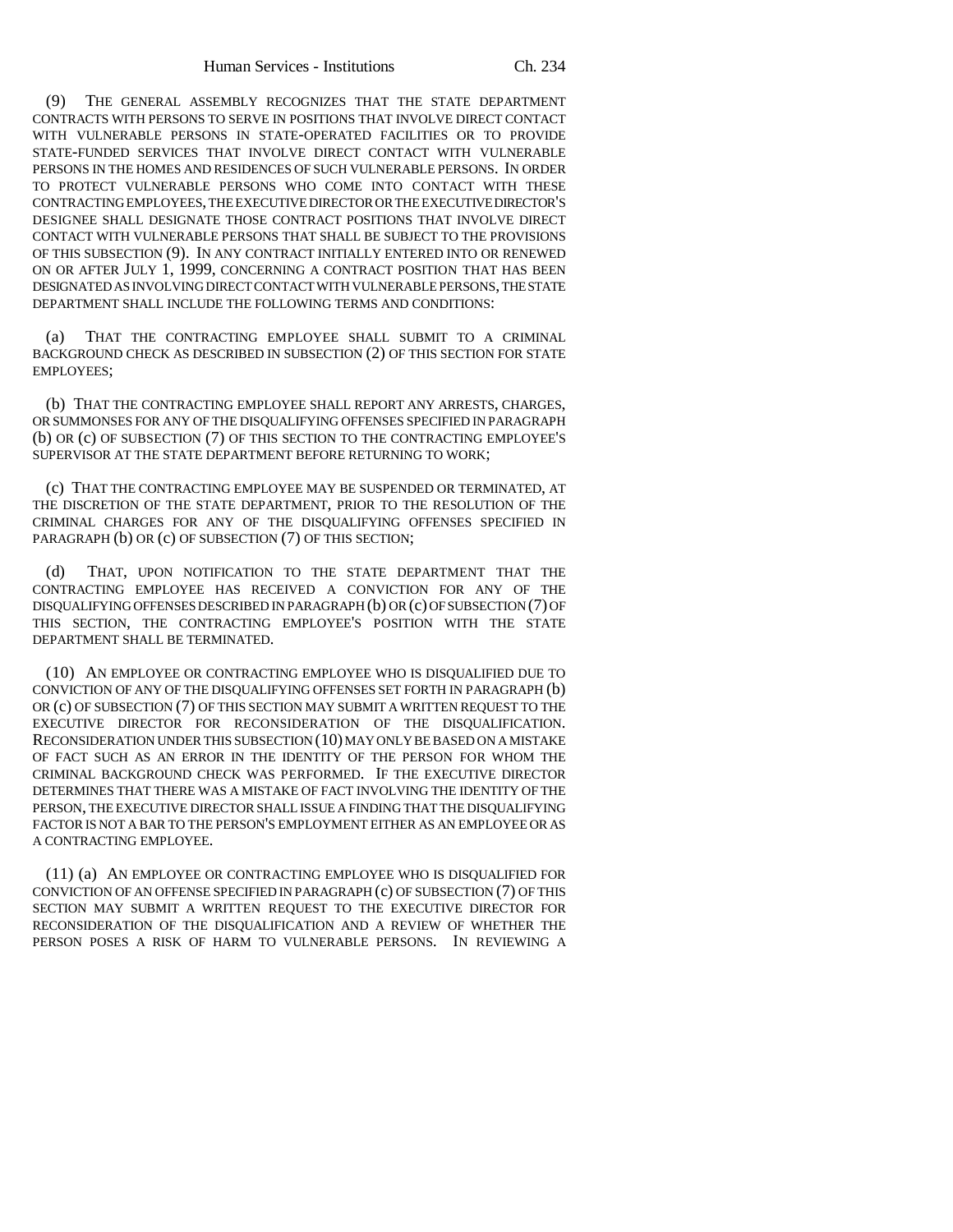(9) THE GENERAL ASSEMBLY RECOGNIZES THAT THE STATE DEPARTMENT CONTRACTS WITH PERSONS TO SERVE IN POSITIONS THAT INVOLVE DIRECT CONTACT WITH VULNERABLE PERSONS IN STATE-OPERATED FACILITIES OR TO PROVIDE STATE-FUNDED SERVICES THAT INVOLVE DIRECT CONTACT WITH VULNERABLE PERSONS IN THE HOMES AND RESIDENCES OF SUCH VULNERABLE PERSONS. IN ORDER TO PROTECT VULNERABLE PERSONS WHO COME INTO CONTACT WITH THESE CONTRACTING EMPLOYEES, THE EXECUTIVE DIRECTOR OR THE EXECUTIVE DIRECTOR'S DESIGNEE SHALL DESIGNATE THOSE CONTRACT POSITIONS THAT INVOLVE DIRECT CONTACT WITH VULNERABLE PERSONS THAT SHALL BE SUBJECT TO THE PROVISIONS OF THIS SUBSECTION (9). IN ANY CONTRACT INITIALLY ENTERED INTO OR RENEWED ON OR AFTER JULY 1, 1999, CONCERNING A CONTRACT POSITION THAT HAS BEEN DESIGNATED AS INVOLVING DIRECT CONTACT WITH VULNERABLE PERSONS, THE STATE DEPARTMENT SHALL INCLUDE THE FOLLOWING TERMS AND CONDITIONS:

(a) THAT THE CONTRACTING EMPLOYEE SHALL SUBMIT TO A CRIMINAL BACKGROUND CHECK AS DESCRIBED IN SUBSECTION (2) OF THIS SECTION FOR STATE EMPLOYEES;

(b) THAT THE CONTRACTING EMPLOYEE SHALL REPORT ANY ARRESTS, CHARGES, OR SUMMONSES FOR ANY OF THE DISQUALIFYING OFFENSES SPECIFIED IN PARAGRAPH (b) OR (c) OF SUBSECTION (7) OF THIS SECTION TO THE CONTRACTING EMPLOYEE'S SUPERVISOR AT THE STATE DEPARTMENT BEFORE RETURNING TO WORK;

(c) THAT THE CONTRACTING EMPLOYEE MAY BE SUSPENDED OR TERMINATED, AT THE DISCRETION OF THE STATE DEPARTMENT, PRIOR TO THE RESOLUTION OF THE CRIMINAL CHARGES FOR ANY OF THE DISQUALIFYING OFFENSES SPECIFIED IN PARAGRAPH (b) OR (c) OF SUBSECTION (7) OF THIS SECTION;

(d) THAT, UPON NOTIFICATION TO THE STATE DEPARTMENT THAT THE CONTRACTING EMPLOYEE HAS RECEIVED A CONVICTION FOR ANY OF THE DISQUALIFYING OFFENSES DESCRIBED IN PARAGRAPH (b) OR (c) OF SUBSECTION (7) OF THIS SECTION, THE CONTRACTING EMPLOYEE'S POSITION WITH THE STATE DEPARTMENT SHALL BE TERMINATED.

(10) AN EMPLOYEE OR CONTRACTING EMPLOYEE WHO IS DISQUALIFIED DUE TO CONVICTION OF ANY OF THE DISQUALIFYING OFFENSES SET FORTH IN PARAGRAPH (b) OR (c) OF SUBSECTION (7) OF THIS SECTION MAY SUBMIT A WRITTEN REQUEST TO THE EXECUTIVE DIRECTOR FOR RECONSIDERATION OF THE DISQUALIFICATION. RECONSIDERATION UNDER THIS SUBSECTION (10) MAY ONLY BE BASED ON A MISTAKE OF FACT SUCH AS AN ERROR IN THE IDENTITY OF THE PERSON FOR WHOM THE CRIMINAL BACKGROUND CHECK WAS PERFORMED. IF THE EXECUTIVE DIRECTOR DETERMINES THAT THERE WAS A MISTAKE OF FACT INVOLVING THE IDENTITY OF THE PERSON, THE EXECUTIVE DIRECTOR SHALL ISSUE A FINDING THAT THE DISQUALIFYING FACTOR IS NOT A BAR TO THE PERSON'S EMPLOYMENT EITHER AS AN EMPLOYEE OR AS A CONTRACTING EMPLOYEE.

(11) (a) AN EMPLOYEE OR CONTRACTING EMPLOYEE WHO IS DISQUALIFIED FOR CONVICTION OF AN OFFENSE SPECIFIED IN PARAGRAPH (c) OF SUBSECTION (7) OF THIS SECTION MAY SUBMIT A WRITTEN REQUEST TO THE EXECUTIVE DIRECTOR FOR RECONSIDERATION OF THE DISQUALIFICATION AND A REVIEW OF WHETHER THE PERSON POSES A RISK OF HARM TO VULNERABLE PERSONS. IN REVIEWING A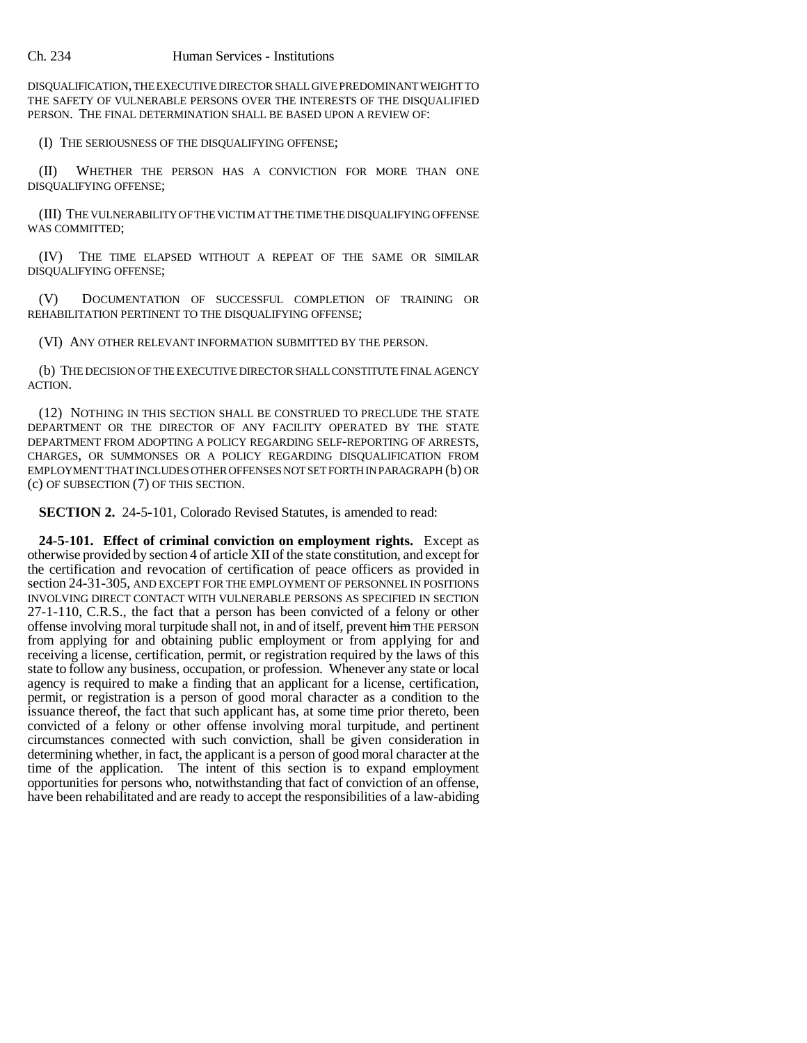DISQUALIFICATION, THE EXECUTIVE DIRECTOR SHALL GIVE PREDOMINANT WEIGHT TO THE SAFETY OF VULNERABLE PERSONS OVER THE INTERESTS OF THE DISQUALIFIED PERSON. THE FINAL DETERMINATION SHALL BE BASED UPON A REVIEW OF:

(I) THE SERIOUSNESS OF THE DISQUALIFYING OFFENSE;

(II) WHETHER THE PERSON HAS A CONVICTION FOR MORE THAN ONE DISQUALIFYING OFFENSE;

(III) THE VULNERABILITY OF THE VICTIM AT THE TIME THE DISQUALIFYING OFFENSE WAS COMMITTED;

(IV) THE TIME ELAPSED WITHOUT A REPEAT OF THE SAME OR SIMILAR DISQUALIFYING OFFENSE;

(V) DOCUMENTATION OF SUCCESSFUL COMPLETION OF TRAINING OR REHABILITATION PERTINENT TO THE DISQUALIFYING OFFENSE;

(VI) ANY OTHER RELEVANT INFORMATION SUBMITTED BY THE PERSON.

(b) THE DECISION OF THE EXECUTIVE DIRECTOR SHALL CONSTITUTE FINAL AGENCY ACTION.

(12) NOTHING IN THIS SECTION SHALL BE CONSTRUED TO PRECLUDE THE STATE DEPARTMENT OR THE DIRECTOR OF ANY FACILITY OPERATED BY THE STATE DEPARTMENT FROM ADOPTING A POLICY REGARDING SELF-REPORTING OF ARRESTS, CHARGES, OR SUMMONSES OR A POLICY REGARDING DISQUALIFICATION FROM EMPLOYMENT THAT INCLUDES OTHER OFFENSES NOT SET FORTH IN PARAGRAPH (b) OR (c) OF SUBSECTION (7) OF THIS SECTION.

**SECTION 2.** 24-5-101, Colorado Revised Statutes, is amended to read:

**24-5-101. Effect of criminal conviction on employment rights.** Except as otherwise provided by section 4 of article XII of the state constitution, and except for the certification and revocation of certification of peace officers as provided in section 24-31-305, AND EXCEPT FOR THE EMPLOYMENT OF PERSONNEL IN POSITIONS INVOLVING DIRECT CONTACT WITH VULNERABLE PERSONS AS SPECIFIED IN SECTION 27-1-110, C.R.S., the fact that a person has been convicted of a felony or other offense involving moral turpitude shall not, in and of itself, prevent ~~him~~ THE PERSON from applying for and obtaining public employment or from applying for and receiving a license, certification, permit, or registration required by the laws of this state to follow any business, occupation, or profession. Whenever any state or local agency is required to make a finding that an applicant for a license, certification, permit, or registration is a person of good moral character as a condition to the issuance thereof, the fact that such applicant has, at some time prior thereto, been convicted of a felony or other offense involving moral turpitude, and pertinent circumstances connected with such conviction, shall be given consideration in determining whether, in fact, the applicant is a person of good moral character at the time of the application. The intent of this section is to expand employment opportunities for persons who, notwithstanding that fact of conviction of an offense, have been rehabilitated and are ready to accept the responsibilities of a law-abiding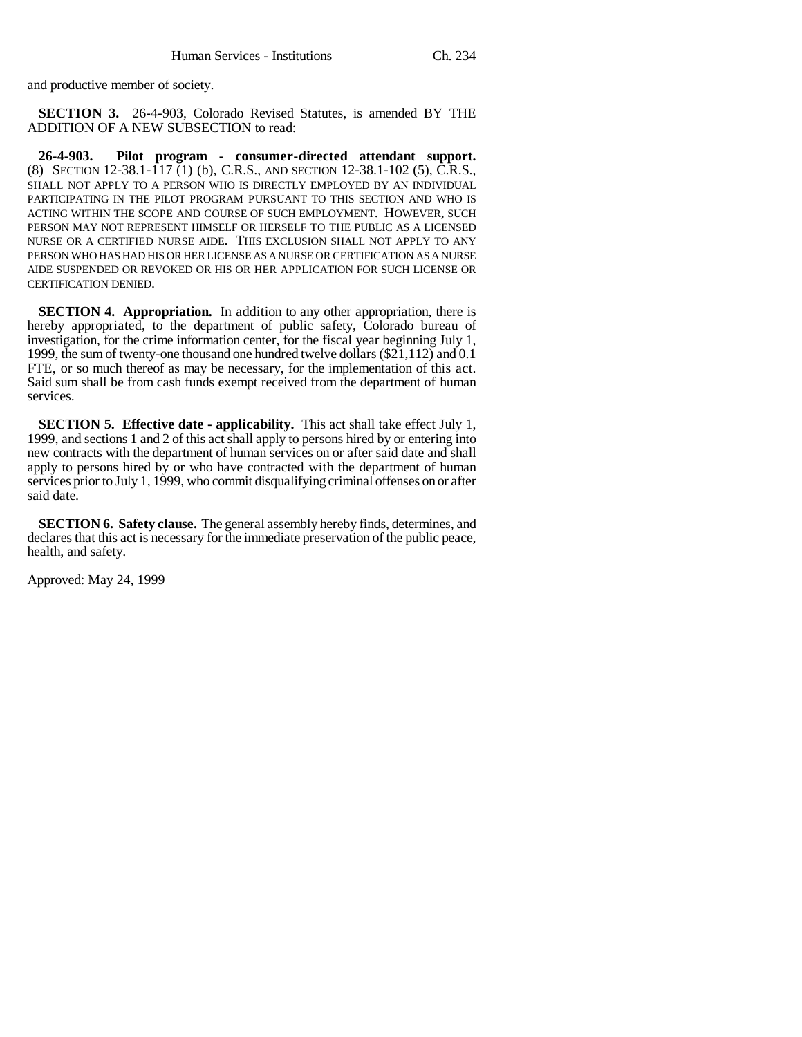and productive member of society.

**SECTION 3.** 26-4-903, Colorado Revised Statutes, is amended BY THE ADDITION OF A NEW SUBSECTION to read:

**26-4-903. Pilot program - consumer-directed attendant support.** (8) SECTION 12-38.1-117 (1) (b), C.R.S., AND SECTION 12-38.1-102 (5), C.R.S., SHALL NOT APPLY TO A PERSON WHO IS DIRECTLY EMPLOYED BY AN INDIVIDUAL PARTICIPATING IN THE PILOT PROGRAM PURSUANT TO THIS SECTION AND WHO IS ACTING WITHIN THE SCOPE AND COURSE OF SUCH EMPLOYMENT. HOWEVER, SUCH PERSON MAY NOT REPRESENT HIMSELF OR HERSELF TO THE PUBLIC AS A LICENSED NURSE OR A CERTIFIED NURSE AIDE. THIS EXCLUSION SHALL NOT APPLY TO ANY PERSON WHO HAS HAD HIS OR HER LICENSE AS A NURSE OR CERTIFICATION AS A NURSE AIDE SUSPENDED OR REVOKED OR HIS OR HER APPLICATION FOR SUCH LICENSE OR CERTIFICATION DENIED.

**SECTION 4. Appropriation.** In addition to any other appropriation, there is hereby appropriated, to the department of public safety, Colorado bureau of investigation, for the crime information center, for the fiscal year beginning July 1, 1999, the sum of twenty-one thousand one hundred twelve dollars ($21,112) and 0.1 FTE, or so much thereof as may be necessary, for the implementation of this act. Said sum shall be from cash funds exempt received from the department of human services.

**SECTION 5. Effective date - applicability.** This act shall take effect July 1, 1999, and sections 1 and 2 of this act shall apply to persons hired by or entering into new contracts with the department of human services on or after said date and shall apply to persons hired by or who have contracted with the department of human services prior to July 1, 1999, who commit disqualifying criminal offenses on or after said date.

**SECTION 6. Safety clause.** The general assembly hereby finds, determines, and declares that this act is necessary for the immediate preservation of the public peace, health, and safety.

Approved: May 24, 1999